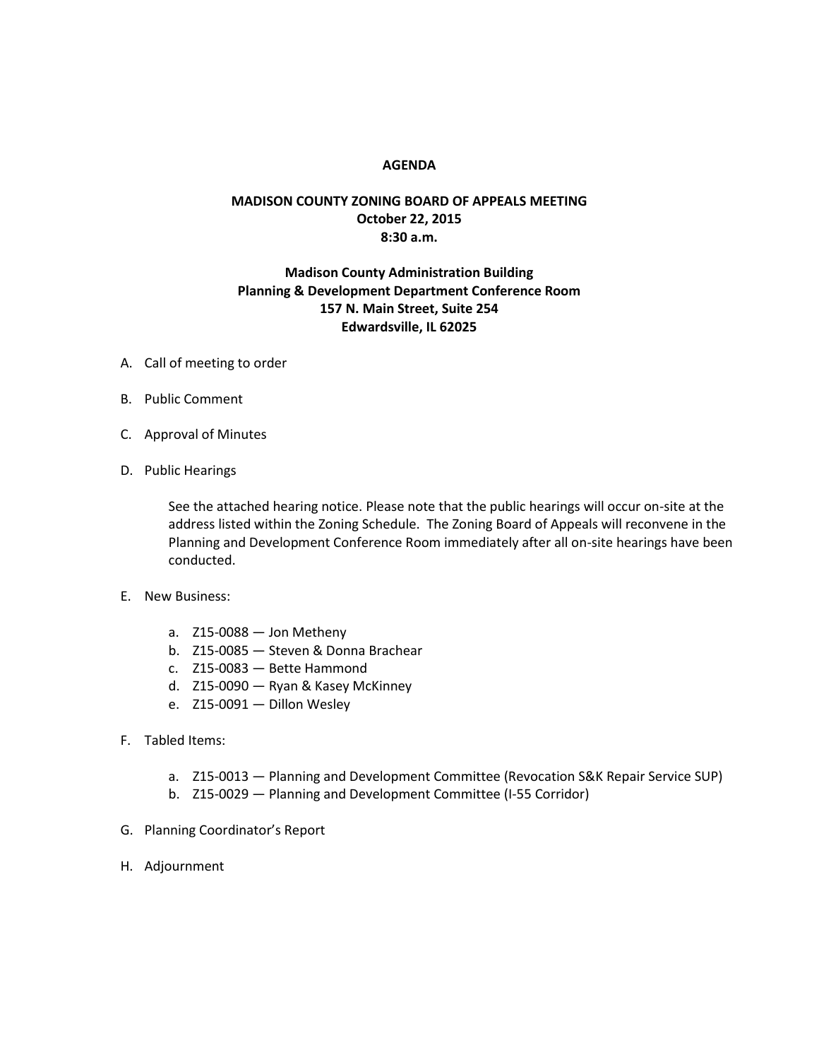**AGENDA**

**MADISON COUNTY ZONING BOARD OF APPEALS MEETING**
**October 22, 2015**
**8:30 a.m.**

**Madison County Administration Building**
**Planning & Development Department Conference Room**
**157 N. Main Street, Suite 254**
**Edwardsville, IL 62025**

A. Call of meeting to order

B. Public Comment

C. Approval of Minutes

D. Public Hearings

   See the attached hearing notice. Please note that the public hearings will occur on-site at the address listed within the Zoning Schedule. The Zoning Board of Appeals will reconvene in the Planning and Development Conference Room immediately after all on-site hearings have been conducted.

E. New Business:

   a. Z15-0088 — Jon Metheny
   b. Z15-0085 — Steven & Donna Brachear
   c. Z15-0083 — Bette Hammond
   d. Z15-0090 — Ryan & Kasey McKinney
   e. Z15-0091 — Dillon Wesley

F. Tabled Items:

   a. Z15-0013 — Planning and Development Committee (Revocation S&K Repair Service SUP)
   b. Z15-0029 — Planning and Development Committee (I-55 Corridor)

G. Planning Coordinator's Report

H. Adjournment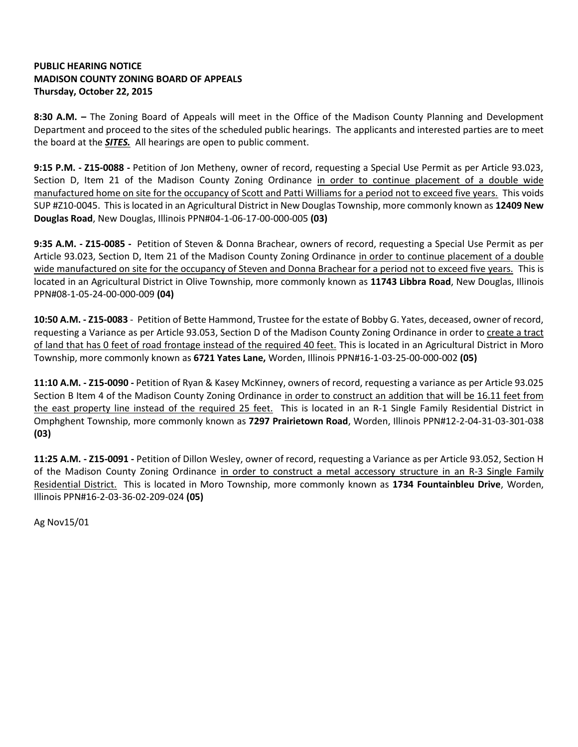**PUBLIC HEARING NOTICE**
**MADISON COUNTY ZONING BOARD OF APPEALS**
**Thursday, October 22, 2015**

**8:30 A.M. –** The Zoning Board of Appeals will meet in the Office of the Madison County Planning and Development Department and proceed to the sites of the scheduled public hearings. The applicants and interested parties are to meet the board at the ***SITES.*** All hearings are open to public comment.

**9:15 P.M. - Z15-0088 -** Petition of Jon Metheny, owner of record, requesting a Special Use Permit as per Article 93.023, Section D, Item 21 of the Madison County Zoning Ordinance in order to continue placement of a double wide manufactured home on site for the occupancy of Scott and Patti Williams for a period not to exceed five years. This voids SUP #Z10-0045. This is located in an Agricultural District in New Douglas Township, more commonly known as **12409 New Douglas Road**, New Douglas, Illinois PPN#04-1-06-17-00-000-005 **(03)**

**9:35 A.M. - Z15-0085 -** Petition of Steven & Donna Brachear, owners of record, requesting a Special Use Permit as per Article 93.023, Section D, Item 21 of the Madison County Zoning Ordinance in order to continue placement of a double wide manufactured on site for the occupancy of Steven and Donna Brachear for a period not to exceed five years. This is located in an Agricultural District in Olive Township, more commonly known as **11743 Libbra Road**, New Douglas, Illinois PPN#08-1-05-24-00-000-009 **(04)**

**10:50 A.M. - Z15-0083** - Petition of Bette Hammond, Trustee for the estate of Bobby G. Yates, deceased, owner of record, requesting a Variance as per Article 93.053, Section D of the Madison County Zoning Ordinance in order to create a tract of land that has 0 feet of road frontage instead of the required 40 feet. This is located in an Agricultural District in Moro Township, more commonly known as **6721 Yates Lane,** Worden, Illinois PPN#16-1-03-25-00-000-002 **(05)**

**11:10 A.M. - Z15-0090 -** Petition of Ryan & Kasey McKinney, owners of record, requesting a variance as per Article 93.025 Section B Item 4 of the Madison County Zoning Ordinance in order to construct an addition that will be 16.11 feet from the east property line instead of the required 25 feet. This is located in an R-1 Single Family Residential District in Omphghent Township, more commonly known as **7297 Prairietown Road**, Worden, Illinois PPN#12-2-04-31-03-301-038 **(03)**

**11:25 A.M. - Z15-0091 -** Petition of Dillon Wesley, owner of record, requesting a Variance as per Article 93.052, Section H of the Madison County Zoning Ordinance in order to construct a metal accessory structure in an R-3 Single Family Residential District. This is located in Moro Township, more commonly known as **1734 Fountainbleu Drive**, Worden, Illinois PPN#16-2-03-36-02-209-024 **(05)**

Ag Nov15/01